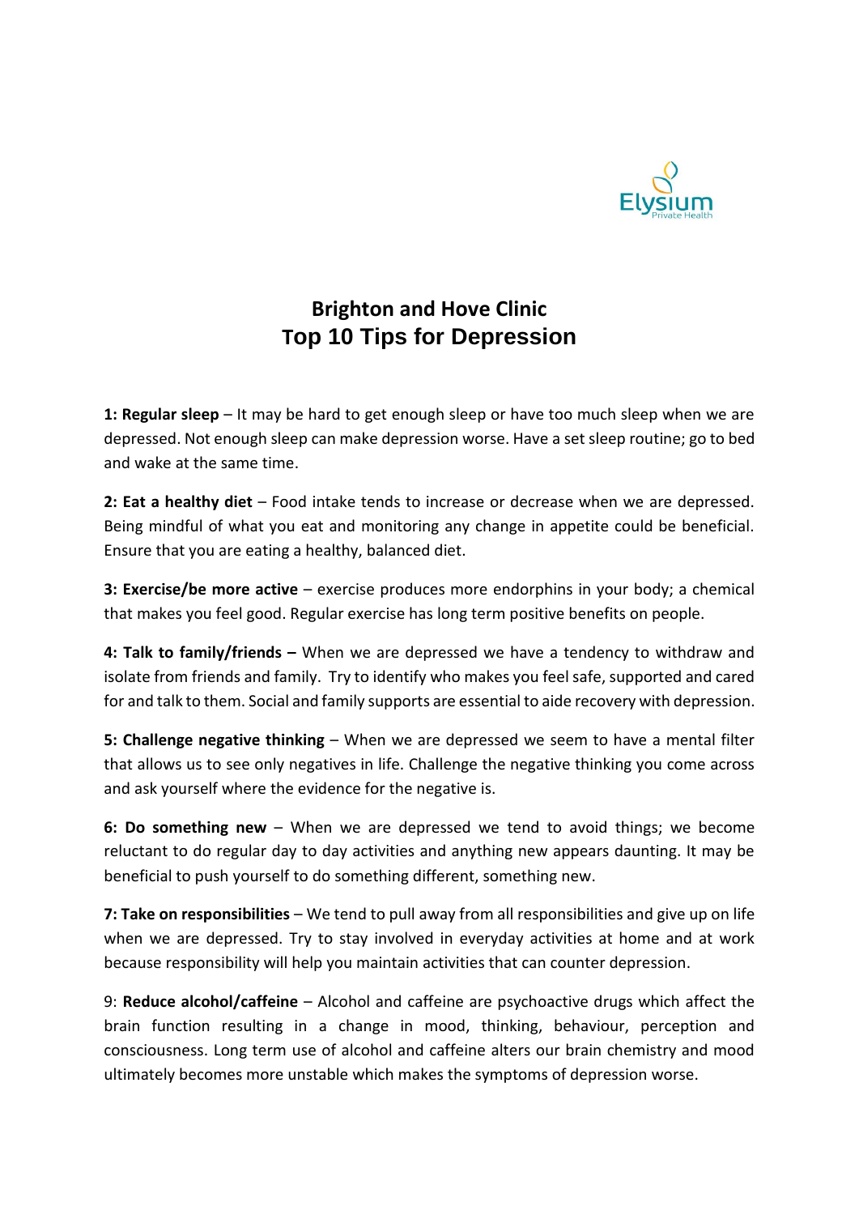# Brighton and Hove Clinic
# Top 10 Tips for Depression

**1: Regular sleep** – It may be hard to get enough sleep or have too much sleep when we are depressed. Not enough sleep can make depression worse. Have a set sleep routine; go to bed and wake at the same time.

**2: Eat a healthy diet** – Food intake tends to increase or decrease when we are depressed. Being mindful of what you eat and monitoring any change in appetite could be beneficial. Ensure that you are eating a healthy, balanced diet.

**3: Exercise/be more active** – exercise produces more endorphins in your body; a chemical that makes you feel good. Regular exercise has long term positive benefits on people.

**4: Talk to family/friends –** When we are depressed we have a tendency to withdraw and isolate from friends and family. Try to identify who makes you feel safe, supported and cared for and talk to them. Social and family supports are essential to aide recovery with depression.

**5: Challenge negative thinking** – When we are depressed we seem to have a mental filter that allows us to see only negatives in life. Challenge the negative thinking you come across and ask yourself where the evidence for the negative is.

**6: Do something new** – When we are depressed we tend to avoid things; we become reluctant to do regular day to day activities and anything new appears daunting. It may be beneficial to push yourself to do something different, something new.

**7: Take on responsibilities** – We tend to pull away from all responsibilities and give up on life when we are depressed. Try to stay involved in everyday activities at home and at work because responsibility will help you maintain activities that can counter depression.

9: **Reduce alcohol/caffeine** – Alcohol and caffeine are psychoactive drugs which affect the brain function resulting in a change in mood, thinking, behaviour, perception and consciousness. Long term use of alcohol and caffeine alters our brain chemistry and mood ultimately becomes more unstable which makes the symptoms of depression worse.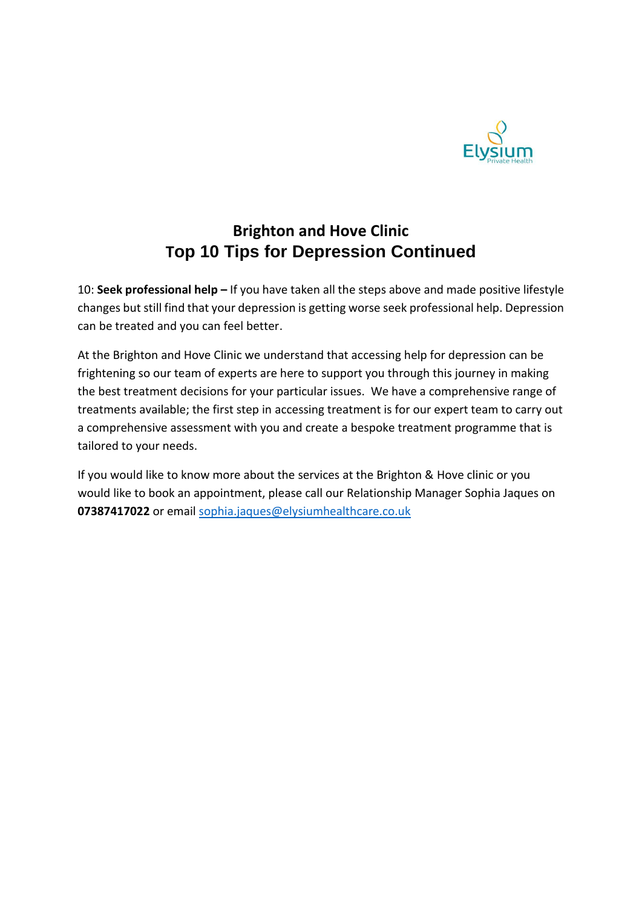## Brighton and Hove Clinic

# Top 10 Tips for Depression Continued

10: **Seek professional help –** If you have taken all the steps above and made positive lifestyle changes but still find that your depression is getting worse seek professional help. Depression can be treated and you can feel better.

At the Brighton and Hove Clinic we understand that accessing help for depression can be frightening so our team of experts are here to support you through this journey in making the best treatment decisions for your particular issues. We have a comprehensive range of treatments available; the first step in accessing treatment is for our expert team to carry out a comprehensive assessment with you and create a bespoke treatment programme that is tailored to your needs.

If you would like to know more about the services at the Brighton & Hove clinic or you would like to book an appointment, please call our Relationship Manager Sophia Jaques on **07387417022** or email sophia.jaques@elysiumhealthcare.co.uk